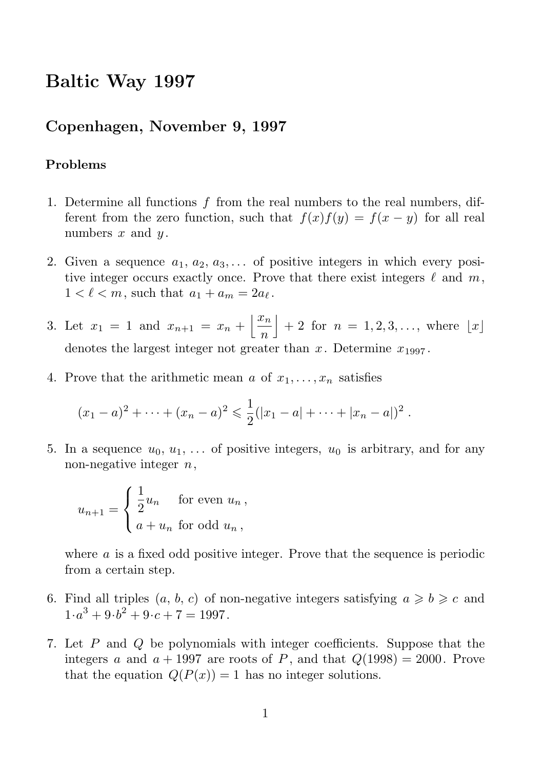# Baltic Way 1997

## Copenhagen, November 9, 1997

### Problems

1. Determine all functions $f$ from the real numbers to the real numbers, different from the zero function, such that $f(x)f(y) = f(x-y)$ for all real numbers $x$ and $y$.

2. Given a sequence $a_1, a_2, a_3, \ldots$ of positive integers in which every positive integer occurs exactly once. Prove that there exist integers $\ell$ and $m$, $1 < \ell < m$, such that $a_1 + a_m = 2a_\ell$.

3. Let $x_1 = 1$ and $x_{n+1} = x_n + \left\lfloor \dfrac{x_n}{n} \right\rfloor + 2$ for $n = 1, 2, 3, \ldots$, where $\lfloor x \rfloor$ denotes the largest integer not greater than $x$. Determine $x_{1997}$.

4. Prove that the arithmetic mean $a$ of $x_1, \ldots, x_n$ satisfies

$$(x_1 - a)^2 + \cdots + (x_n - a)^2 \leqslant \frac{1}{2}(|x_1 - a| + \cdots + |x_n - a|)^2 .$$

5. In a sequence $u_0, u_1, \ldots$ of positive integers, $u_0$ is arbitrary, and for any non-negative integer $n$,

$$u_{n+1} = \begin{cases} \dfrac{1}{2}u_n & \text{for even } u_n , \\ a + u_n & \text{for odd } u_n , \end{cases}$$

where $a$ is a fixed odd positive integer. Prove that the sequence is periodic from a certain step.

6. Find all triples $(a, b, c)$ of non-negative integers satisfying $a \geqslant b \geqslant c$ and $1 \cdot a^3 + 9 \cdot b^2 + 9 \cdot c + 7 = 1997$.

7. Let $P$ and $Q$ be polynomials with integer coefficients. Suppose that the integers $a$ and $a + 1997$ are roots of $P$, and that $Q(1998) = 2000$. Prove that the equation $Q(P(x)) = 1$ has no integer solutions.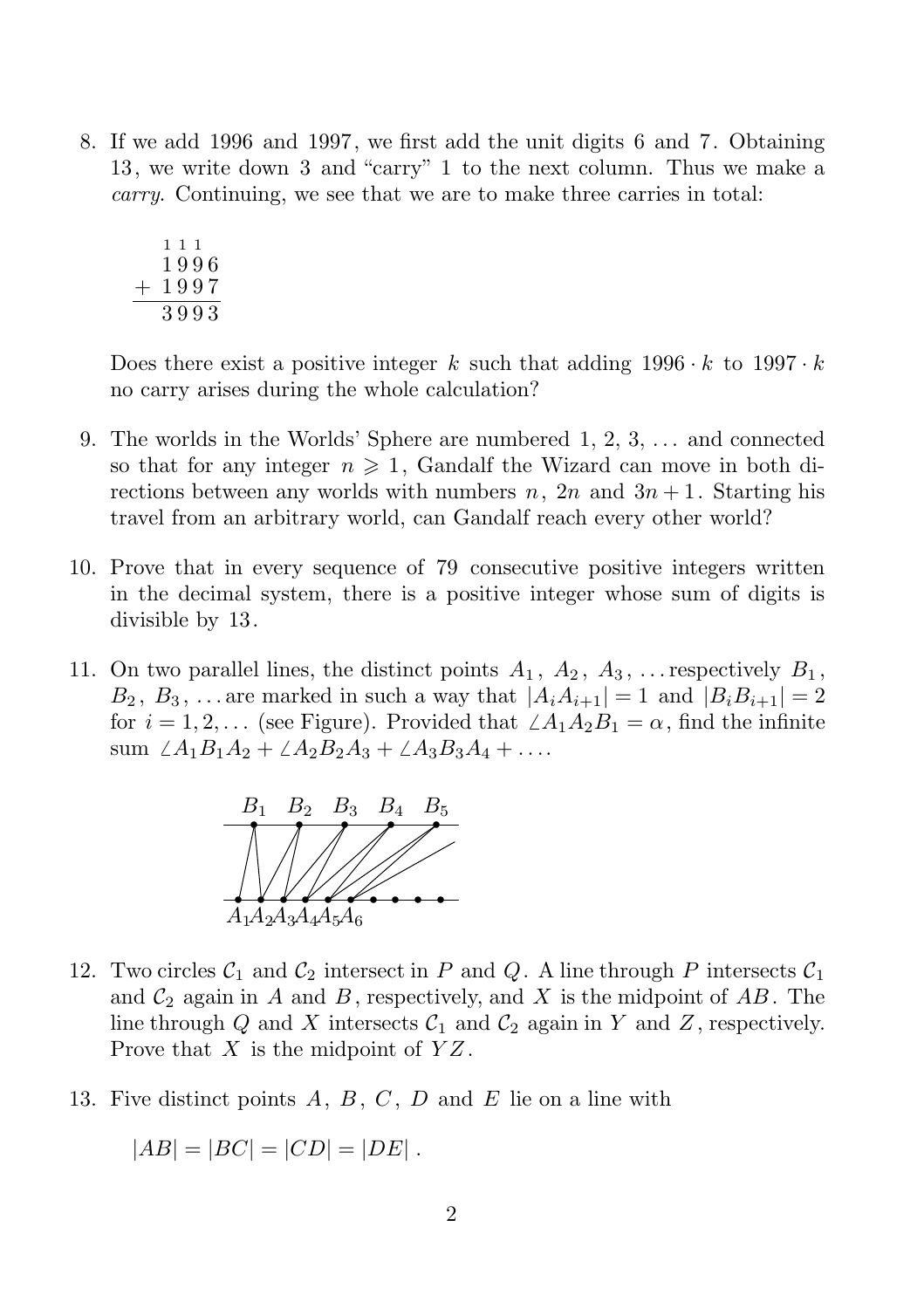8. If we add 1996 and 1997, we first add the unit digits 6 and 7. Obtaining 13, we write down 3 and "carry" 1 to the next column. Thus we make a *carry*. Continuing, we see that we are to make three carries in total:

$$\begin{array}{r} {\scriptstyle 1\,1\,1\phantom{0}} \\ 1996 \\ +\ 1997 \\ \hline 3993 \end{array}$$

   Does there exist a positive integer $k$ such that adding $1996 \cdot k$ to $1997 \cdot k$ no carry arises during the whole calculation?

9. The worlds in the Worlds' Sphere are numbered 1, 2, 3, ... and connected so that for any integer $n \geqslant 1$, Gandalf the Wizard can move in both directions between any worlds with numbers $n$, $2n$ and $3n+1$. Starting his travel from an arbitrary world, can Gandalf reach every other world?

10. Prove that in every sequence of 79 consecutive positive integers written in the decimal system, there is a positive integer whose sum of digits is divisible by 13.

11. On two parallel lines, the distinct points $A_1$, $A_2$, $A_3$, ... respectively $B_1$, $B_2$, $B_3$, ... are marked in such a way that $|A_iA_{i+1}| = 1$ and $|B_iB_{i+1}| = 2$ for $i = 1, 2, \ldots$ (see Figure). Provided that $\angle A_1A_2B_1 = \alpha$, find the infinite sum $\angle A_1B_1A_2 + \angle A_2B_2A_3 + \angle A_3B_3A_4 + \ldots$.

12. Two circles $\mathcal{C}_1$ and $\mathcal{C}_2$ intersect in $P$ and $Q$. A line through $P$ intersects $\mathcal{C}_1$ and $\mathcal{C}_2$ again in $A$ and $B$, respectively, and $X$ is the midpoint of $AB$. The line through $Q$ and $X$ intersects $\mathcal{C}_1$ and $\mathcal{C}_2$ again in $Y$ and $Z$, respectively. Prove that $X$ is the midpoint of $YZ$.

13. Five distinct points $A$, $B$, $C$, $D$ and $E$ lie on a line with

$$|AB| = |BC| = |CD| = |DE|\,.$$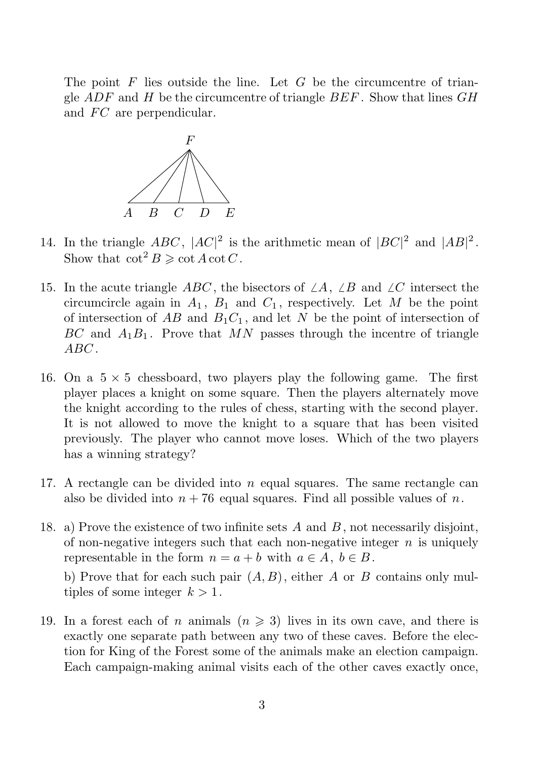The point $F$ lies outside the line. Let $G$ be the circumcentre of triangle $ADF$ and $H$ be the circumcentre of triangle $BEF$. Show that lines $GH$ and $FC$ are perpendicular.

14. In the triangle $ABC$, $|AC|^2$ is the arithmetic mean of $|BC|^2$ and $|AB|^2$. Show that $\cot^2 B \geqslant \cot A \cot C$.

15. In the acute triangle $ABC$, the bisectors of $\angle A$, $\angle B$ and $\angle C$ intersect the circumcircle again in $A_1$, $B_1$ and $C_1$, respectively. Let $M$ be the point of intersection of $AB$ and $B_1C_1$, and let $N$ be the point of intersection of $BC$ and $A_1B_1$. Prove that $MN$ passes through the incentre of triangle $ABC$.

16. On a $5 \times 5$ chessboard, two players play the following game. The first player places a knight on some square. Then the players alternately move the knight according to the rules of chess, starting with the second player. It is not allowed to move the knight to a square that has been visited previously. The player who cannot move loses. Which of the two players has a winning strategy?

17. A rectangle can be divided into $n$ equal squares. The same rectangle can also be divided into $n + 76$ equal squares. Find all possible values of $n$.

18. a) Prove the existence of two infinite sets $A$ and $B$, not necessarily disjoint, of non-negative integers such that each non-negative integer $n$ is uniquely representable in the form $n = a + b$ with $a \in A$, $b \in B$.

    b) Prove that for each such pair $(A, B)$, either $A$ or $B$ contains only multiples of some integer $k > 1$.

19. In a forest each of $n$ animals ($n \geqslant 3$) lives in its own cave, and there is exactly one separate path between any two of these caves. Before the election for King of the Forest some of the animals make an election campaign. Each campaign-making animal visits each of the other caves exactly once,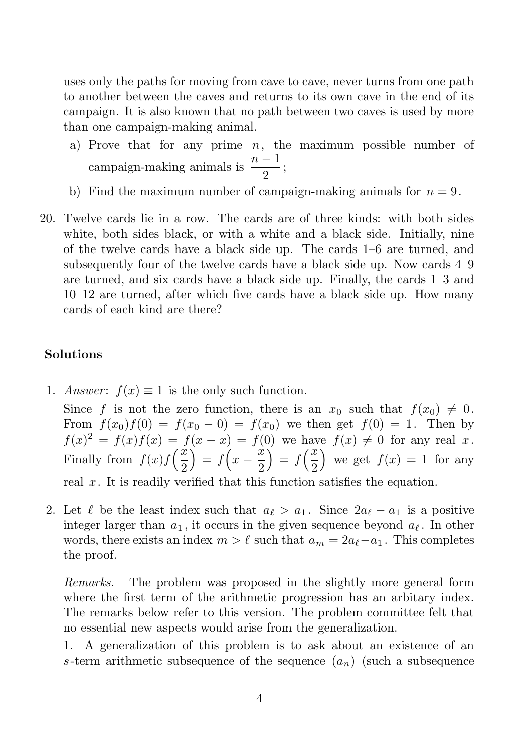uses only the paths for moving from cave to cave, never turns from one path to another between the caves and returns to its own cave in the end of its campaign. It is also known that no path between two caves is used by more than one campaign-making animal.

a) Prove that for any prime $n$, the maximum possible number of campaign-making animals is $\dfrac{n-1}{2}$;

b) Find the maximum number of campaign-making animals for $n = 9$.

20. Twelve cards lie in a row. The cards are of three kinds: with both sides white, both sides black, or with a white and a black side. Initially, nine of the twelve cards have a black side up. The cards 1–6 are turned, and subsequently four of the twelve cards have a black side up. Now cards 4–9 are turned, and six cards have a black side up. Finally, the cards 1–3 and 10–12 are turned, after which five cards have a black side up. How many cards of each kind are there?

## Solutions

1. *Answer*: $f(x) \equiv 1$ is the only such function.

   Since $f$ is not the zero function, there is an $x_0$ such that $f(x_0) \neq 0$. From $f(x_0)f(0) = f(x_0 - 0) = f(x_0)$ we then get $f(0) = 1$. Then by $f(x)^2 = f(x)f(x) = f(x - x) = f(0)$ we have $f(x) \neq 0$ for any real $x$. Finally from $f(x)f\left(\dfrac{x}{2}\right) = f\left(x - \dfrac{x}{2}\right) = f\left(\dfrac{x}{2}\right)$ we get $f(x) = 1$ for any real $x$. It is readily verified that this function satisfies the equation.

2. Let $\ell$ be the least index such that $a_\ell > a_1$. Since $2a_\ell - a_1$ is a positive integer larger than $a_1$, it occurs in the given sequence beyond $a_\ell$. In other words, there exists an index $m > \ell$ such that $a_m = 2a_\ell - a_1$. This completes the proof.

   *Remarks.* The problem was proposed in the slightly more general form where the first term of the arithmetic progression has an arbitary index. The remarks below refer to this version. The problem committee felt that no essential new aspects would arise from the generalization.

   1. A generalization of this problem is to ask about an existence of an $s$-term arithmetic subsequence of the sequence $(a_n)$ (such a subsequence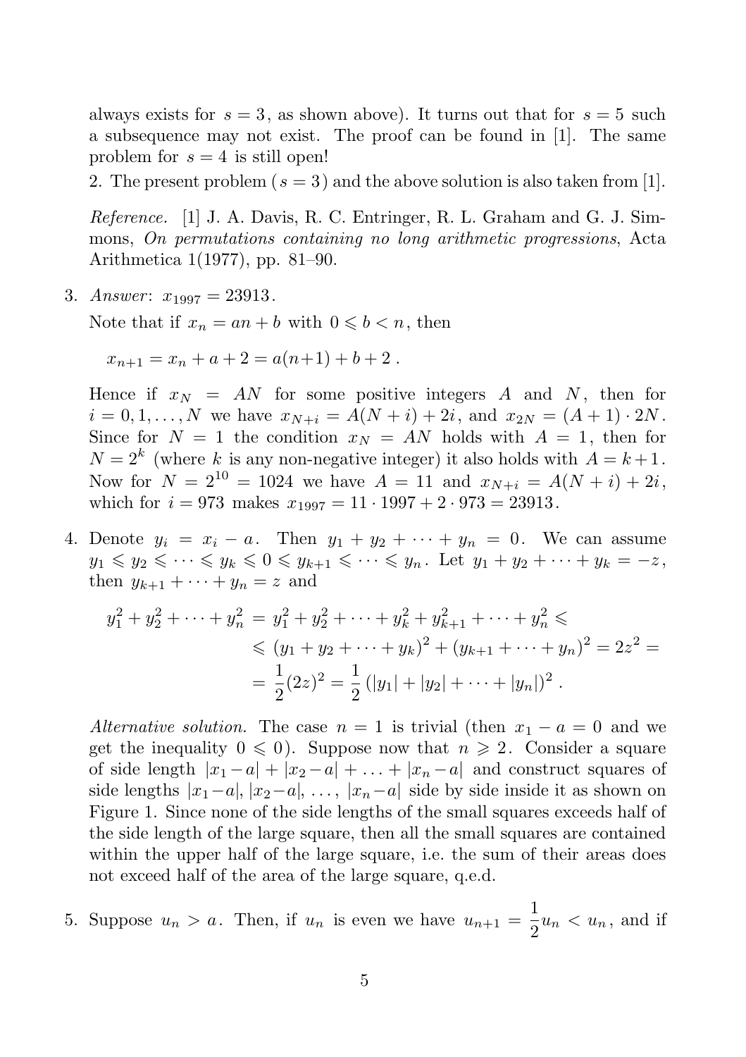always exists for $s = 3$, as shown above). It turns out that for $s = 5$ such a subsequence may not exist. The proof can be found in [1]. The same problem for $s = 4$ is still open!

2. The present problem ($s = 3$) and the above solution is also taken from [1].

*Reference.* [1] J. A. Davis, R. C. Entringer, R. L. Graham and G. J. Simmons, *On permutations containing no long arithmetic progressions*, Acta Arithmetica 1(1977), pp. 81–90.

3. *Answer*: $x_{1997} = 23913$.

Note that if $x_n = an + b$ with $0 \leqslant b < n$, then

$$x_{n+1} = x_n + a + 2 = a(n+1) + b + 2 .$$

Hence if $x_N = AN$ for some positive integers $A$ and $N$, then for $i = 0, 1, \ldots, N$ we have $x_{N+i} = A(N+i) + 2i$, and $x_{2N} = (A+1) \cdot 2N$. Since for $N = 1$ the condition $x_N = AN$ holds with $A = 1$, then for $N = 2^k$ (where $k$ is any non-negative integer) it also holds with $A = k+1$. Now for $N = 2^{10} = 1024$ we have $A = 11$ and $x_{N+i} = A(N+i) + 2i$, which for $i = 973$ makes $x_{1997} = 11 \cdot 1997 + 2 \cdot 973 = 23913$.

4. Denote $y_i = x_i - a$. Then $y_1 + y_2 + \cdots + y_n = 0$. We can assume $y_1 \leqslant y_2 \leqslant \cdots \leqslant y_k \leqslant 0 \leqslant y_{k+1} \leqslant \cdots \leqslant y_n$. Let $y_1 + y_2 + \cdots + y_k = -z$, then $y_{k+1} + \cdots + y_n = z$ and

$$\begin{aligned} y_1^2 + y_2^2 + \cdots + y_n^2 &= y_1^2 + y_2^2 + \cdots + y_k^2 + y_{k+1}^2 + \cdots + y_n^2 \leqslant \\ &\leqslant (y_1 + y_2 + \cdots + y_k)^2 + (y_{k+1} + \cdots + y_n)^2 = 2z^2 = \\ &= \frac{1}{2}(2z)^2 = \frac{1}{2}\left(|y_1| + |y_2| + \cdots + |y_n|\right)^2 . \end{aligned}$$

*Alternative solution.* The case $n = 1$ is trivial (then $x_1 - a = 0$ and we get the inequality $0 \leqslant 0$). Suppose now that $n \geqslant 2$. Consider a square of side length $|x_1 - a| + |x_2 - a| + \ldots + |x_n - a|$ and construct squares of side lengths $|x_1 - a|, |x_2 - a|, \ldots, |x_n - a|$ side by side inside it as shown on Figure 1. Since none of the side lengths of the small squares exceeds half of the side length of the large square, then all the small squares are contained within the upper half of the large square, i.e. the sum of their areas does not exceed half of the area of the large square, q.e.d.

5. Suppose $u_n > a$. Then, if $u_n$ is even we have $u_{n+1} = \dfrac{1}{2}u_n < u_n$, and if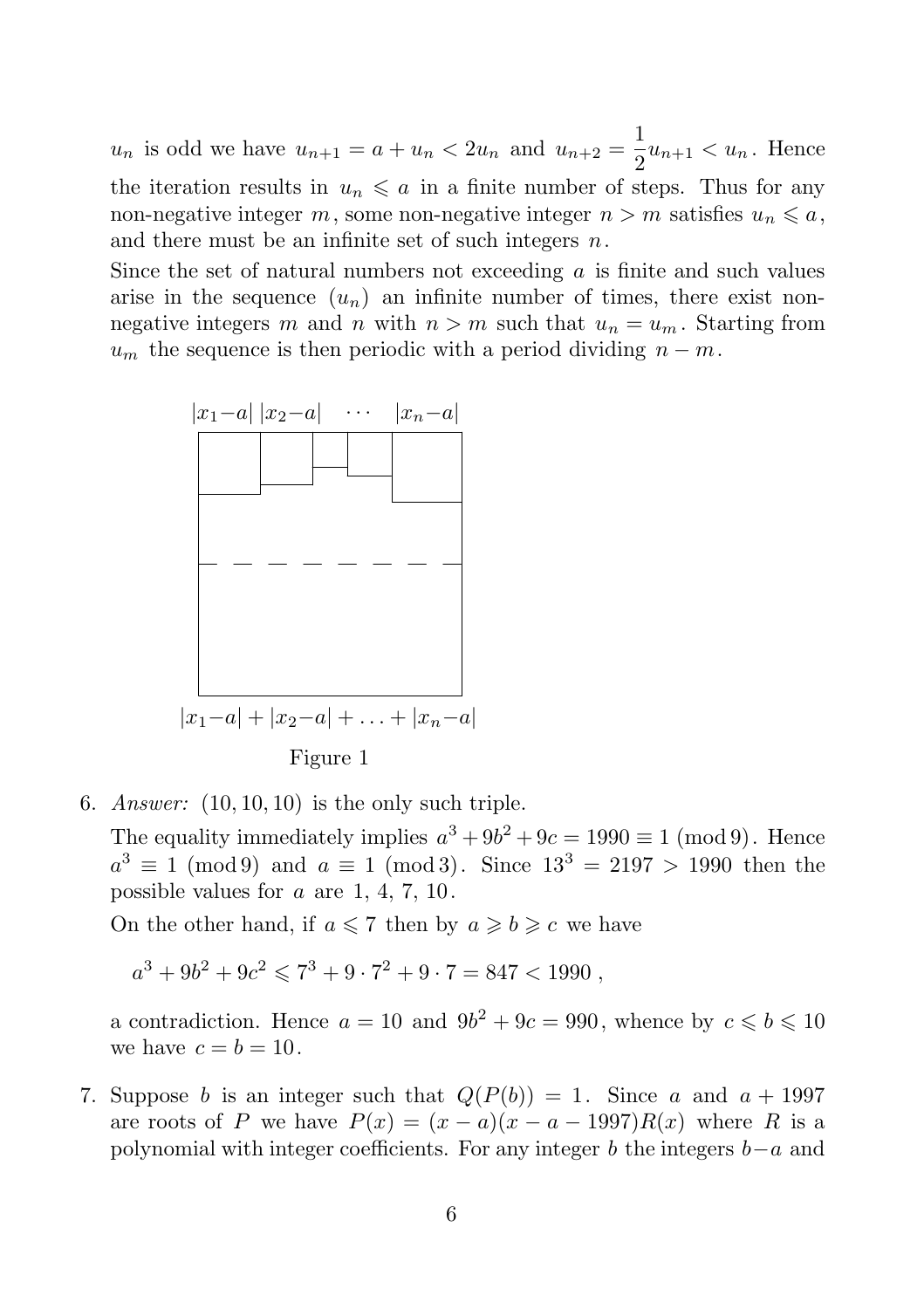$u_n$ is odd we have $u_{n+1} = a + u_n < 2u_n$ and $u_{n+2} = \dfrac{1}{2}u_{n+1} < u_n$. Hence the iteration results in $u_n \leqslant a$ in a finite number of steps. Thus for any non-negative integer $m$, some non-negative integer $n > m$ satisfies $u_n \leqslant a$, and there must be an infinite set of such integers $n$.

Since the set of natural numbers not exceeding $a$ is finite and such values arise in the sequence $(u_n)$ an infinite number of times, there exist non-negative integers $m$ and $n$ with $n > m$ such that $u_n = u_m$. Starting from $u_m$ the sequence is then periodic with a period dividing $n - m$.

$|x_1-a|$ $|x_2-a|$ $\cdots$ $|x_n-a|$

$|x_1-a| + |x_2-a| + \ldots + |x_n-a|$

Figure 1

6. *Answer:* $(10, 10, 10)$ is the only such triple.

   The equality immediately implies $a^3 + 9b^2 + 9c = 1990 \equiv 1 \pmod 9$. Hence $a^3 \equiv 1 \pmod 9$ and $a \equiv 1 \pmod 3$. Since $13^3 = 2197 > 1990$ then the possible values for $a$ are 1, 4, 7, 10.

   On the other hand, if $a \leqslant 7$ then by $a \geqslant b \geqslant c$ we have

   $$a^3 + 9b^2 + 9c^2 \leqslant 7^3 + 9 \cdot 7^2 + 9 \cdot 7 = 847 < 1990\,,$$

   a contradiction. Hence $a = 10$ and $9b^2 + 9c = 990$, whence by $c \leqslant b \leqslant 10$ we have $c = b = 10$.

7. Suppose $b$ is an integer such that $Q(P(b)) = 1$. Since $a$ and $a + 1997$ are roots of $P$ we have $P(x) = (x - a)(x - a - 1997)R(x)$ where $R$ is a polynomial with integer coefficients. For any integer $b$ the integers $b-a$ and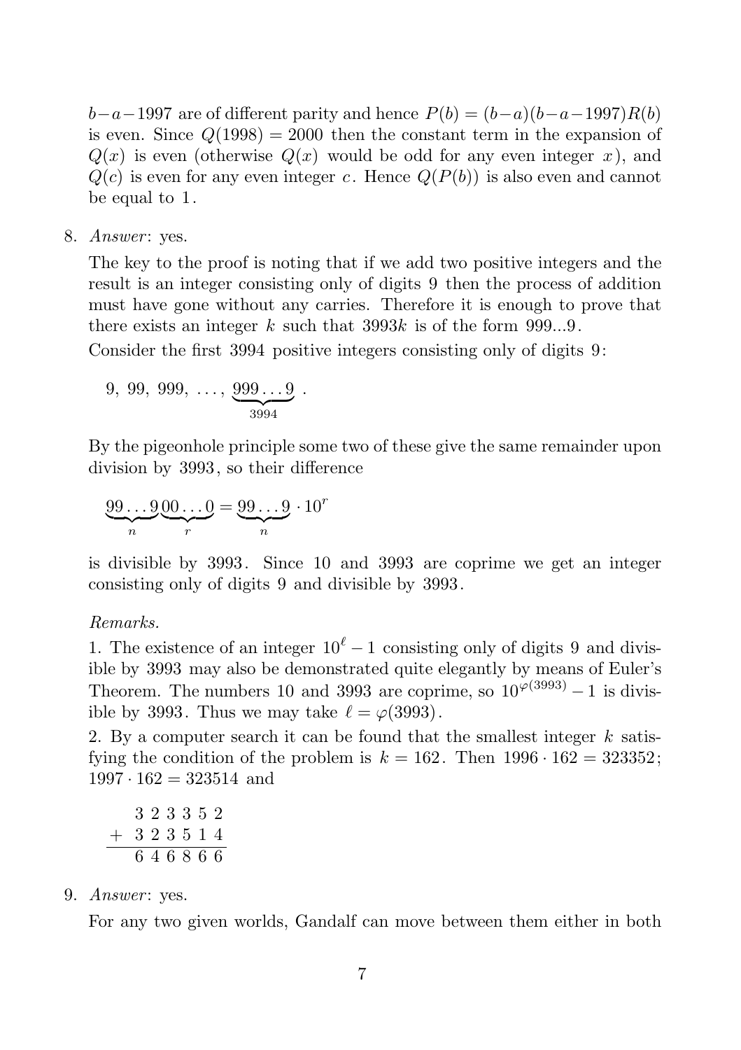$b-a-1997$ are of different parity and hence $P(b) = (b-a)(b-a-1997)R(b)$ is even. Since $Q(1998) = 2000$ then the constant term in the expansion of $Q(x)$ is even (otherwise $Q(x)$ would be odd for any even integer $x$), and $Q(c)$ is even for any even integer $c$. Hence $Q(P(b))$ is also even and cannot be equal to $1$.

8. *Answer*: yes.

   The key to the proof is noting that if we add two positive integers and the result is an integer consisting only of digits 9 then the process of addition must have gone without any carries. Therefore it is enough to prove that there exists an integer $k$ such that $3993k$ is of the form $999...9$.

   Consider the first $3994$ positive integers consisting only of digits $9$:

   $$9,\ 99,\ 999,\ \ldots,\ \underbrace{999\ldots9}_{3994}.$$

   By the pigeonhole principle some two of these give the same remainder upon division by $3993$, so their difference

   $$\underbrace{99\ldots9}_{n}\underbrace{00\ldots0}_{r} = \underbrace{99\ldots9}_{n} \cdot 10^r$$

   is divisible by $3993$. Since $10$ and $3993$ are coprime we get an integer consisting only of digits $9$ and divisible by $3993$.

   *Remarks.*

   1. The existence of an integer $10^\ell - 1$ consisting only of digits $9$ and divisible by $3993$ may also be demonstrated quite elegantly by means of Euler's Theorem. The numbers $10$ and $3993$ are coprime, so $10^{\varphi(3993)} - 1$ is divisible by $3993$. Thus we may take $\ell = \varphi(3993)$.

   2. By a computer search it can be found that the smallest integer $k$ satisfying the condition of the problem is $k = 162$. Then $1996 \cdot 162 = 323352$; $1997 \cdot 162 = 323514$ and

   $$\begin{array}{r} 3\,2\,3\,3\,5\,2 \\ +\ 3\,2\,3\,5\,1\,4 \\ \hline 6\,4\,6\,8\,6\,6 \end{array}$$

9. *Answer*: yes.

   For any two given worlds, Gandalf can move between them either in both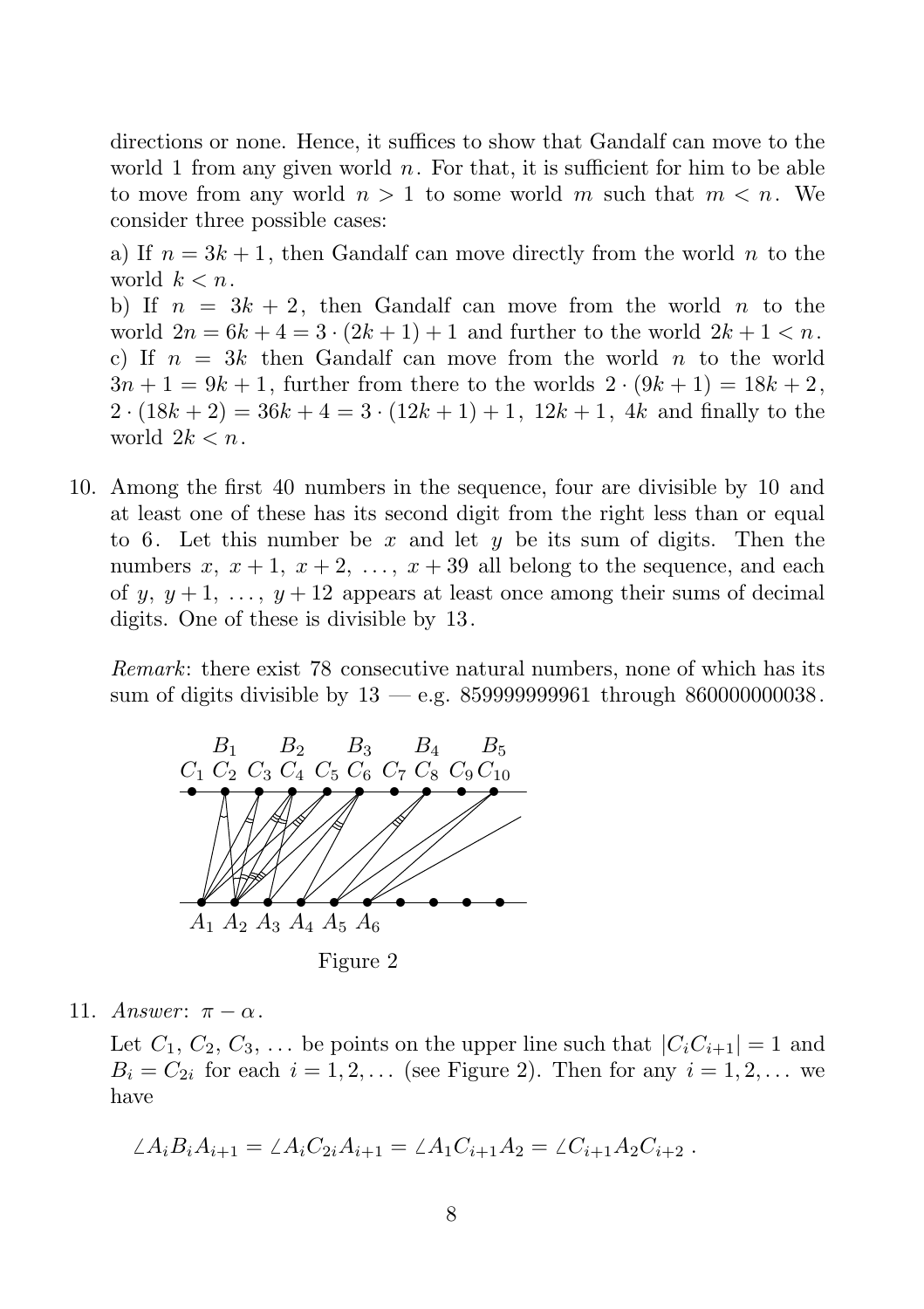directions or none. Hence, it suffices to show that Gandalf can move to the world 1 from any given world $n$. For that, it is sufficient for him to be able to move from any world $n > 1$ to some world $m$ such that $m < n$. We consider three possible cases:

a) If $n = 3k + 1$, then Gandalf can move directly from the world $n$ to the world $k < n$.
b) If $n = 3k + 2$, then Gandalf can move from the world $n$ to the world $2n = 6k + 4 = 3 \cdot (2k + 1) + 1$ and further to the world $2k + 1 < n$.
c) If $n = 3k$ then Gandalf can move from the world $n$ to the world $3n + 1 = 9k + 1$, further from there to the worlds $2 \cdot (9k + 1) = 18k + 2$, $2 \cdot (18k + 2) = 36k + 4 = 3 \cdot (12k + 1) + 1$, $12k + 1$, $4k$ and finally to the world $2k < n$.

10. Among the first 40 numbers in the sequence, four are divisible by 10 and at least one of these has its second digit from the right less than or equal to 6. Let this number be $x$ and let $y$ be its sum of digits. Then the numbers $x$, $x + 1$, $x + 2$, $\ldots$, $x + 39$ all belong to the sequence, and each of $y$, $y + 1$, $\ldots$, $y + 12$ appears at least once among their sums of decimal digits. One of these is divisible by 13.

    *Remark*: there exist 78 consecutive natural numbers, none of which has its sum of digits divisible by 13 — e.g. 859999999961 through 860000000038.

Figure 2

11. *Answer*: $\pi - \alpha$.

    Let $C_1$, $C_2$, $C_3$, $\ldots$ be points on the upper line such that $|C_iC_{i+1}| = 1$ and $B_i = C_{2i}$ for each $i = 1, 2, \ldots$ (see Figure 2). Then for any $i = 1, 2, \ldots$ we have

$$\angle A_iB_iA_{i+1} = \angle A_iC_{2i}A_{i+1} = \angle A_1C_{i+1}A_2 = \angle C_{i+1}A_2C_{i+2} .$$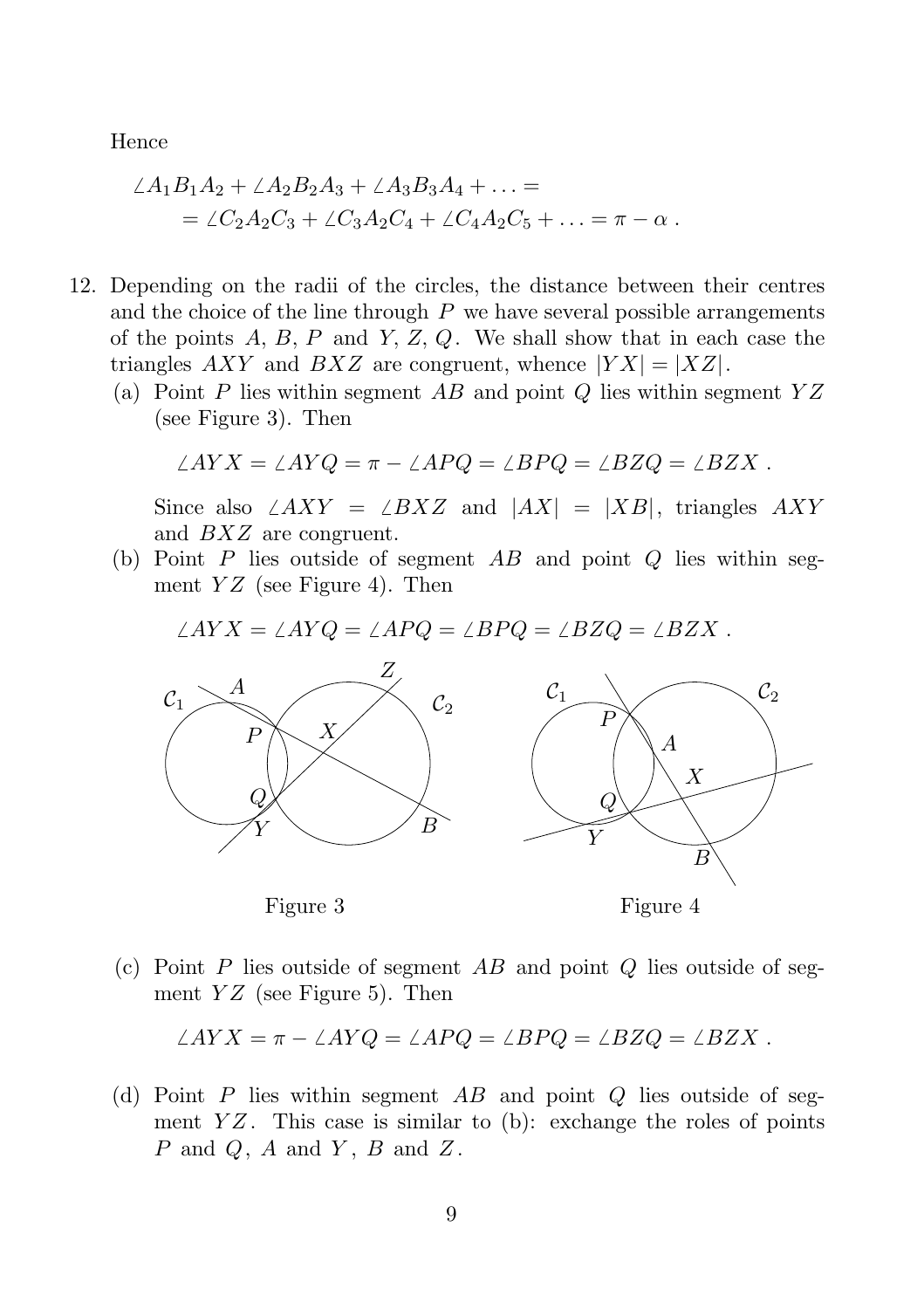Hence

$$\angle A_1B_1A_2 + \angle A_2B_2A_3 + \angle A_3B_3A_4 + \ldots =$$
$$= \angle C_2A_2C_3 + \angle C_3A_2C_4 + \angle C_4A_2C_5 + \ldots = \pi - \alpha \, .$$

12. Depending on the radii of the circles, the distance between their centres and the choice of the line through $P$ we have several possible arrangements of the points $A$, $B$, $P$ and $Y$, $Z$, $Q$. We shall show that in each case the triangles $AXY$ and $BXZ$ are congruent, whence $|YX| = |XZ|$.

   (a) Point $P$ lies within segment $AB$ and point $Q$ lies within segment $YZ$ (see Figure 3). Then

   $$\angle AYX = \angle AYQ = \pi - \angle APQ = \angle BPQ = \angle BZQ = \angle BZX \, .$$

   Since also $\angle AXY = \angle BXZ$ and $|AX| = |XB|$, triangles $AXY$ and $BXZ$ are congruent.

   (b) Point $P$ lies outside of segment $AB$ and point $Q$ lies within segment $YZ$ (see Figure 4). Then

   $$\angle AYX = \angle AYQ = \angle APQ = \angle BPQ = \angle BZQ = \angle BZX \, .$$

Figure 3

Figure 4

   (c) Point $P$ lies outside of segment $AB$ and point $Q$ lies outside of segment $YZ$ (see Figure 5). Then

   $$\angle AYX = \pi - \angle AYQ = \angle APQ = \angle BPQ = \angle BZQ = \angle BZX \, .$$

   (d) Point $P$ lies within segment $AB$ and point $Q$ lies outside of segment $YZ$. This case is similar to (b): exchange the roles of points $P$ and $Q$, $A$ and $Y$, $B$ and $Z$.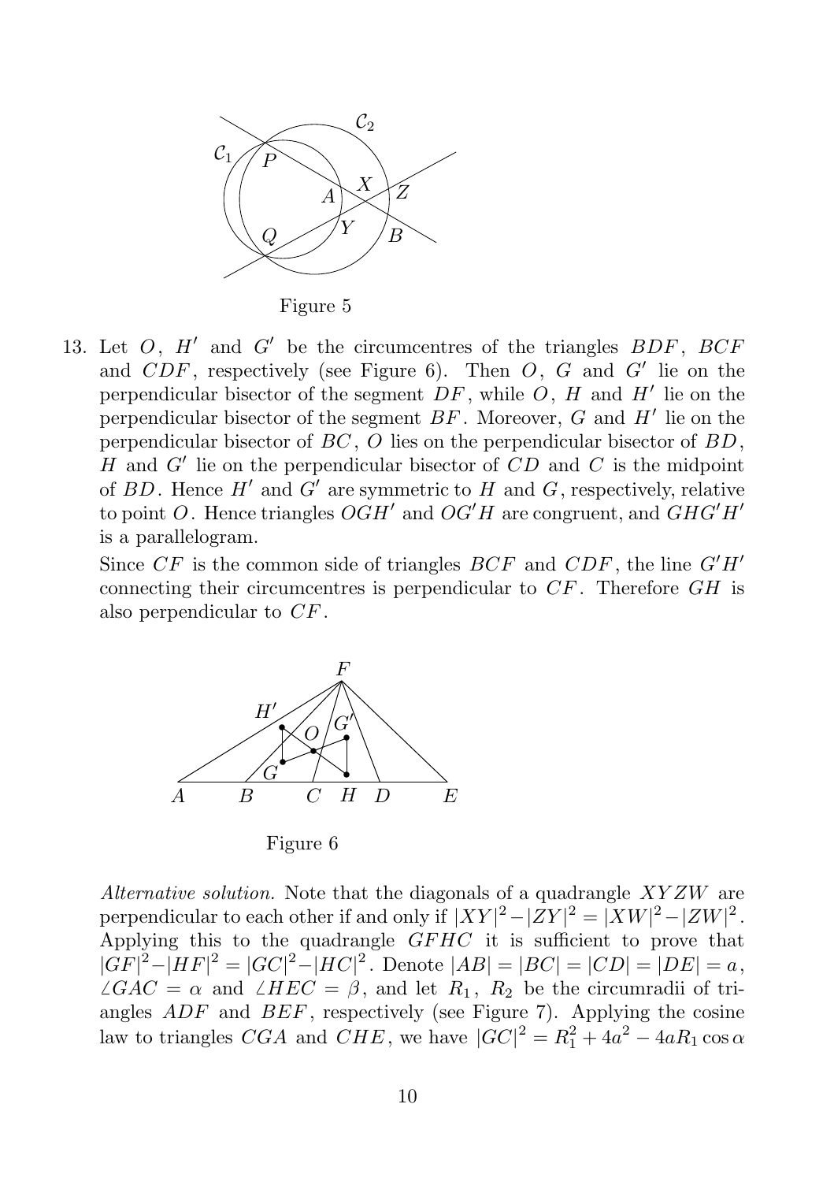Figure 5

13. Let $O$, $H'$ and $G'$ be the circumcentres of the triangles $BDF$, $BCF$ and $CDF$, respectively (see Figure 6). Then $O$, $G$ and $G'$ lie on the perpendicular bisector of the segment $DF$, while $O$, $H$ and $H'$ lie on the perpendicular bisector of the segment $BF$. Moreover, $G$ and $H'$ lie on the perpendicular bisector of $BC$, $O$ lies on the perpendicular bisector of $BD$, $H$ and $G'$ lie on the perpendicular bisector of $CD$ and $C$ is the midpoint of $BD$. Hence $H'$ and $G'$ are symmetric to $H$ and $G$, respectively, relative to point $O$. Hence triangles $OGH'$ and $OG'H$ are congruent, and $GHG'H'$ is a parallelogram.

   Since $CF$ is the common side of triangles $BCF$ and $CDF$, the line $G'H'$ connecting their circumcentres is perpendicular to $CF$. Therefore $GH$ is also perpendicular to $CF$.

Figure 6

*Alternative solution.* Note that the diagonals of a quadrangle $XYZW$ are perpendicular to each other if and only if $|XY|^2 - |ZY|^2 = |XW|^2 - |ZW|^2$. Applying this to the quadrangle $GFHC$ it is sufficient to prove that $|GF|^2 - |HF|^2 = |GC|^2 - |HC|^2$. Denote $|AB| = |BC| = |CD| = |DE| = a$, $\angle GAC = \alpha$ and $\angle HEC = \beta$, and let $R_1$, $R_2$ be the circumradii of triangles $ADF$ and $BEF$, respectively (see Figure 7). Applying the cosine law to triangles $CGA$ and $CHE$, we have $|GC|^2 = R_1^2 + 4a^2 - 4aR_1 \cos\alpha$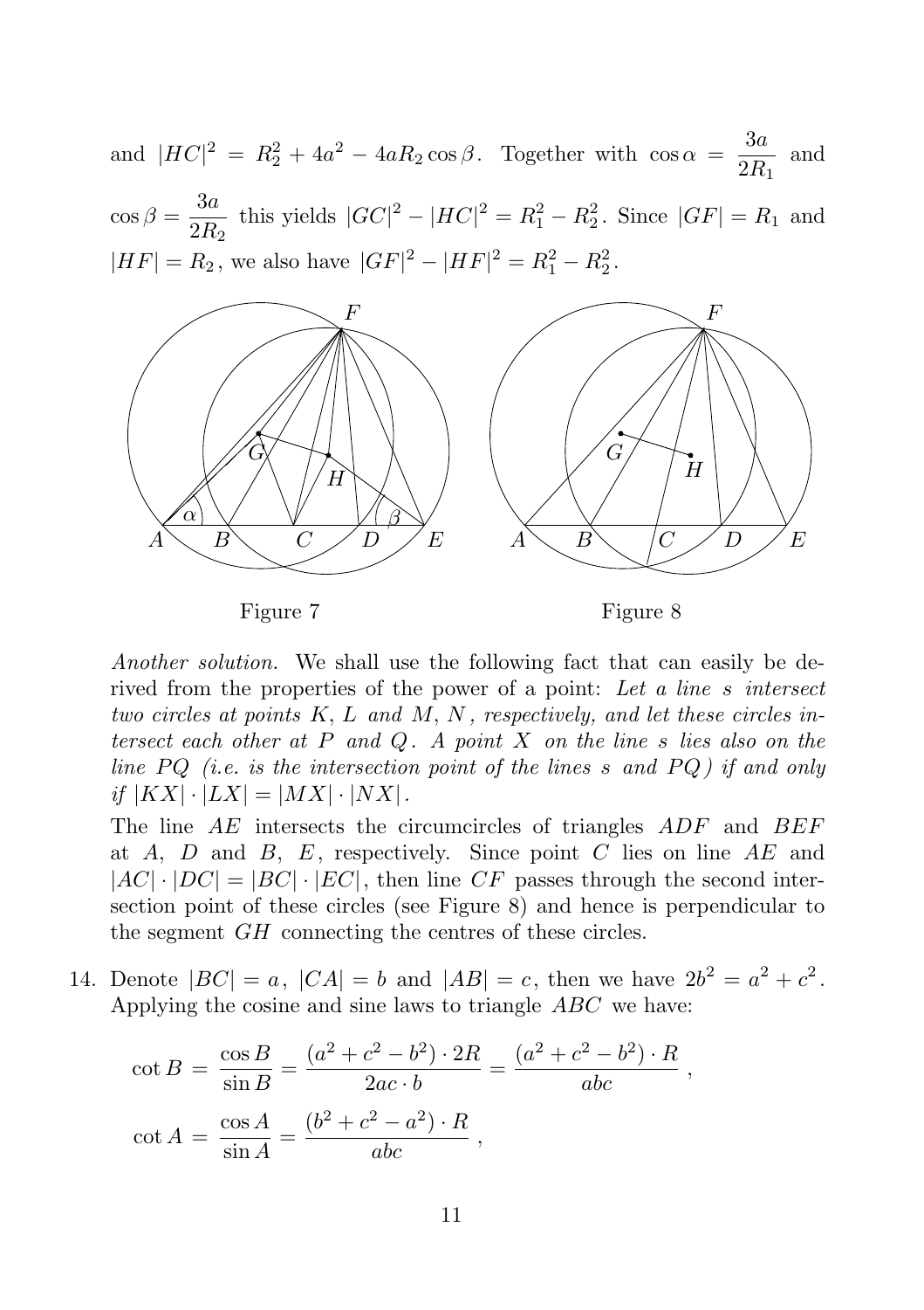and $|HC|^2 = R_2^2 + 4a^2 - 4aR_2 \cos\beta$. Together with $\cos\alpha = \dfrac{3a}{2R_1}$ and $\cos\beta = \dfrac{3a}{2R_2}$ this yields $|GC|^2 - |HC|^2 = R_1^2 - R_2^2$. Since $|GF| = R_1$ and $|HF| = R_2$, we also have $|GF|^2 - |HF|^2 = R_1^2 - R_2^2$.

Figure 7

Figure 8

*Another solution.* We shall use the following fact that can easily be derived from the properties of the power of a point: *Let a line $s$ intersect two circles at points $K$, $L$ and $M$, $N$, respectively, and let these circles intersect each other at $P$ and $Q$. A point $X$ on the line $s$ lies also on the line $PQ$ (i.e. is the intersection point of the lines $s$ and $PQ$) if and only if $|KX| \cdot |LX| = |MX| \cdot |NX|$.*

The line $AE$ intersects the circumcircles of triangles $ADF$ and $BEF$ at $A$, $D$ and $B$, $E$, respectively. Since point $C$ lies on line $AE$ and $|AC| \cdot |DC| = |BC| \cdot |EC|$, then line $CF$ passes through the second intersection point of these circles (see Figure 8) and hence is perpendicular to the segment $GH$ connecting the centres of these circles.

14. Denote $|BC| = a$, $|CA| = b$ and $|AB| = c$, then we have $2b^2 = a^2 + c^2$. Applying the cosine and sine laws to triangle $ABC$ we have:

$$\cot B = \frac{\cos B}{\sin B} = \frac{(a^2 + c^2 - b^2) \cdot 2R}{2ac \cdot b} = \frac{(a^2 + c^2 - b^2) \cdot R}{abc},$$

$$\cot A = \frac{\cos A}{\sin A} = \frac{(b^2 + c^2 - a^2) \cdot R}{abc},$$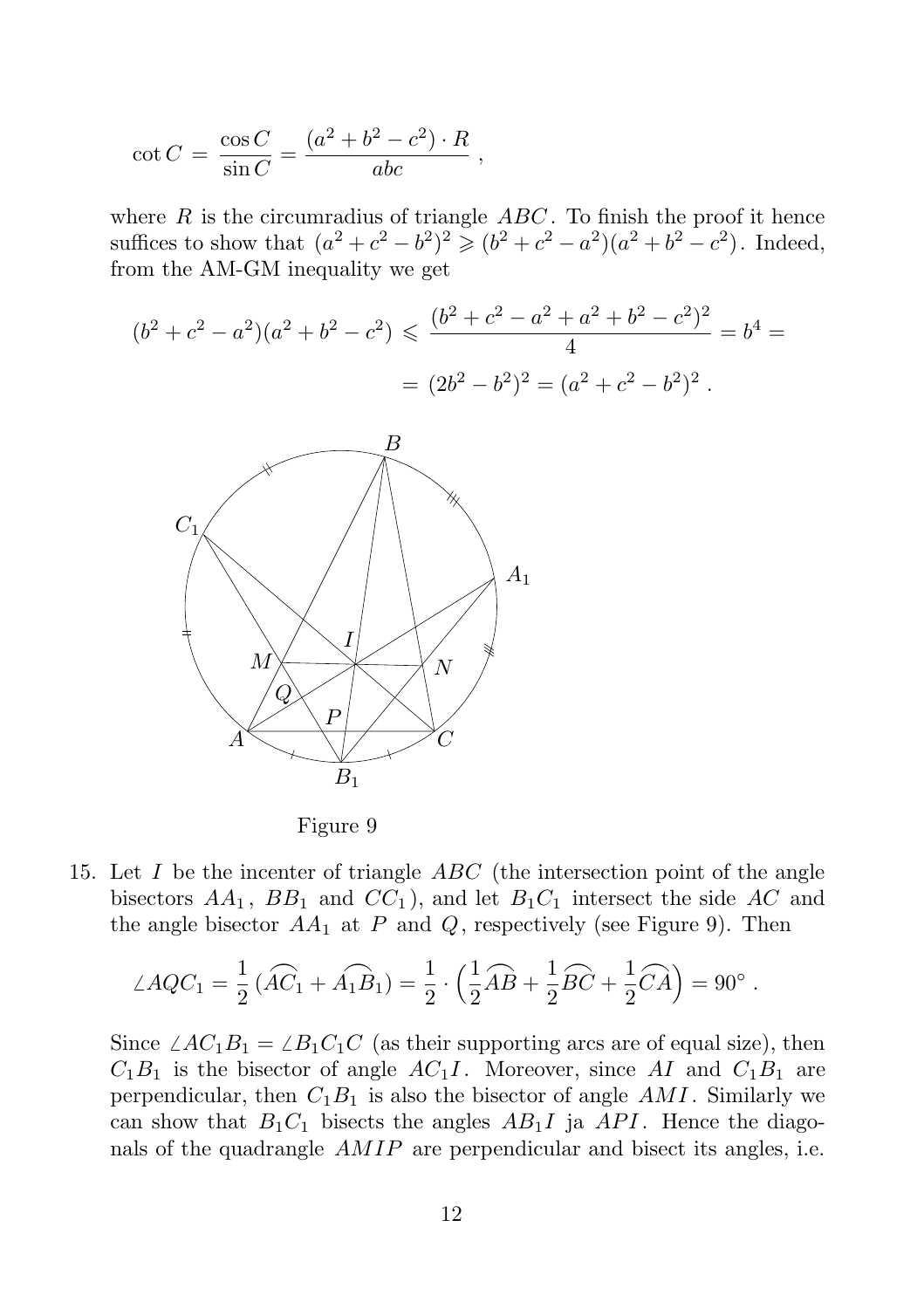$$\cot C = \frac{\cos C}{\sin C} = \frac{(a^2 + b^2 - c^2) \cdot R}{abc} ,$$

where $R$ is the circumradius of triangle $ABC$. To finish the proof it hence suffices to show that $(a^2 + c^2 - b^2)^2 \geqslant (b^2 + c^2 - a^2)(a^2 + b^2 - c^2)$. Indeed, from the AM-GM inequality we get

$$(b^2 + c^2 - a^2)(a^2 + b^2 - c^2) \leqslant \frac{(b^2 + c^2 - a^2 + a^2 + b^2 - c^2)^2}{4} = b^4 =$$

$$= (2b^2 - b^2)^2 = (a^2 + c^2 - b^2)^2 .$$

Figure 9

15. Let $I$ be the incenter of triangle $ABC$ (the intersection point of the angle bisectors $AA_1$, $BB_1$ and $CC_1$), and let $B_1C_1$ intersect the side $AC$ and the angle bisector $AA_1$ at $P$ and $Q$, respectively (see Figure 9). Then

$$\angle AQC_1 = \frac{1}{2}\left(\widehat{AC_1} + \widehat{A_1B_1}\right) = \frac{1}{2} \cdot \left(\frac{1}{2}\widehat{AB} + \frac{1}{2}\widehat{BC} + \frac{1}{2}\widehat{CA}\right) = 90^\circ .$$

Since $\angle AC_1B_1 = \angle B_1C_1C$ (as their supporting arcs are of equal size), then $C_1B_1$ is the bisector of angle $AC_1I$. Moreover, since $AI$ and $C_1B_1$ are perpendicular, then $C_1B_1$ is also the bisector of angle $AMI$. Similarly we can show that $B_1C_1$ bisects the angles $AB_1I$ ja $API$. Hence the diagonals of the quadrangle $AMIP$ are perpendicular and bisect its angles, i.e.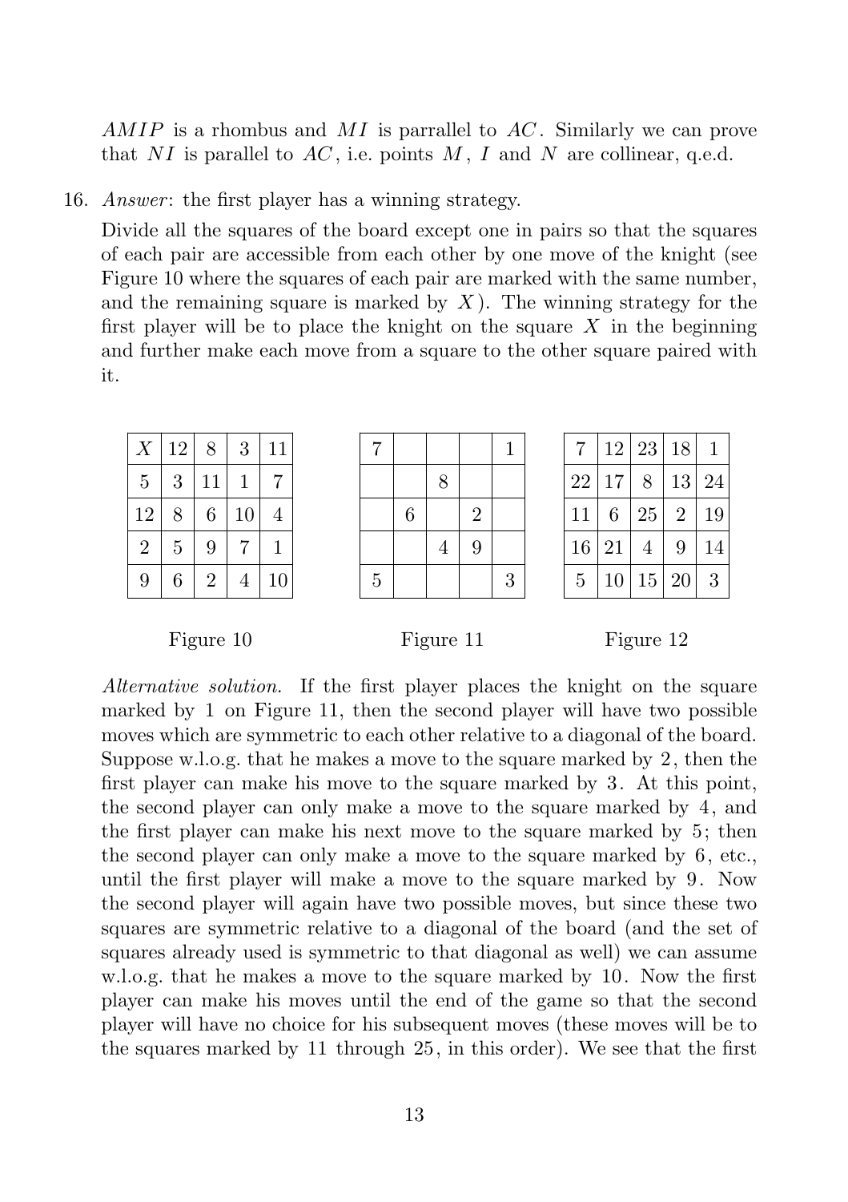$AMIP$ is a rhombus and $MI$ is parrallel to $AC$. Similarly we can prove that $NI$ is parallel to $AC$, i.e. points $M$, $I$ and $N$ are collinear, q.e.d.

16. *Answer*: the first player has a winning strategy.

Divide all the squares of the board except one in pairs so that the squares of each pair are accessible from each other by one move of the knight (see Figure 10 where the squares of each pair are marked with the same number, and the remaining square is marked by $X$). The winning strategy for the first player will be to place the knight on the square $X$ in the beginning and further make each move from a square to the other square paired with it.

| | | | | |
|---|---|---|---|---|
| $X$ | 12 | 8 | 3 | 11 |
| 5 | 3 | 11 | 1 | 7 |
| 12 | 8 | 6 | 10 | 4 |
| 2 | 5 | 9 | 7 | 1 |
| 9 | 6 | 2 | 4 | 10 |

Figure 10

| | | | | |
|---|---|---|---|---|
| 7 | | | | 1 |
| | | 8 | | |
| | 6 | | 2 | |
| | | 4 | 9 | |
| 5 | | | | 3 |

Figure 11

| | | | | |
|---|---|---|---|---|
| 7 | 12 | 23 | 18 | 1 |
| 22 | 17 | 8 | 13 | 24 |
| 11 | 6 | 25 | 2 | 19 |
| 16 | 21 | 4 | 9 | 14 |
| 5 | 10 | 15 | 20 | 3 |

Figure 12

*Alternative solution.* If the first player places the knight on the square marked by 1 on Figure 11, then the second player will have two possible moves which are symmetric to each other relative to a diagonal of the board. Suppose w.l.o.g. that he makes a move to the square marked by 2, then the first player can make his move to the square marked by 3. At this point, the second player can only make a move to the square marked by 4, and the first player can make his next move to the square marked by 5; then the second player can only make a move to the square marked by 6, etc., until the first player will make a move to the square marked by 9. Now the second player will again have two possible moves, but since these two squares are symmetric relative to a diagonal of the board (and the set of squares already used is symmetric to that diagonal as well) we can assume w.l.o.g. that he makes a move to the square marked by 10. Now the first player can make his moves until the end of the game so that the second player will have no choice for his subsequent moves (these moves will be to the squares marked by 11 through 25, in this order). We see that the first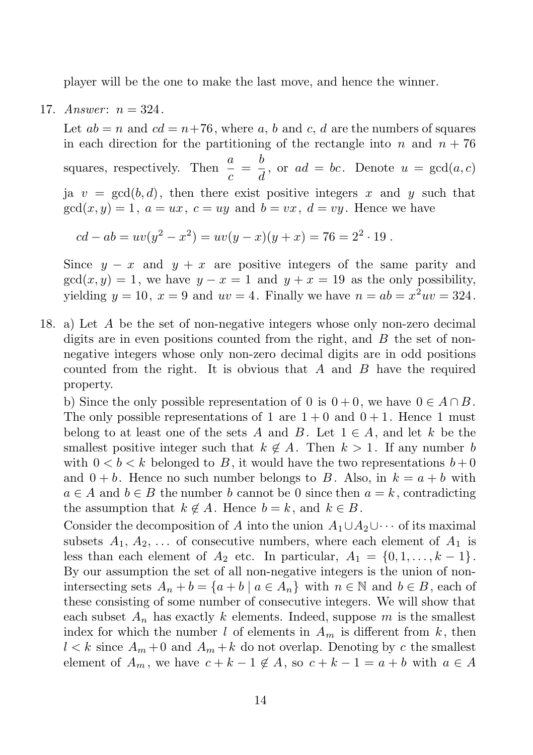player will be the one to make the last move, and hence the winner.

17. *Answer*: $n = 324$.

Let $ab = n$ and $cd = n+76$, where $a$, $b$ and $c$, $d$ are the numbers of squares in each direction for the partitioning of the rectangle into $n$ and $n+76$ squares, respectively. Then $\dfrac{a}{c} = \dfrac{b}{d}$, or $ad = bc$. Denote $u = \gcd(a, c)$ ja $v = \gcd(b, d)$, then there exist positive integers $x$ and $y$ such that $\gcd(x, y) = 1$, $a = ux$, $c = uy$ and $b = vx$, $d = vy$. Hence we have

$$cd - ab = uv(y^2 - x^2) = uv(y-x)(y+x) = 76 = 2^2 \cdot 19 .$$

Since $y - x$ and $y + x$ are positive integers of the same parity and $\gcd(x, y) = 1$, we have $y - x = 1$ and $y + x = 19$ as the only possibility, yielding $y = 10$, $x = 9$ and $uv = 4$. Finally we have $n = ab = x^2uv = 324$.

18. a) Let $A$ be the set of non-negative integers whose only non-zero decimal digits are in even positions counted from the right, and $B$ the set of non-negative integers whose only non-zero decimal digits are in odd positions counted from the right. It is obvious that $A$ and $B$ have the required property.

b) Since the only possible representation of 0 is $0+0$, we have $0 \in A \cap B$. The only possible representations of 1 are $1+0$ and $0+1$. Hence 1 must belong to at least one of the sets $A$ and $B$. Let $1 \in A$, and let $k$ be the smallest positive integer such that $k \notin A$. Then $k > 1$. If any number $b$ with $0 < b < k$ belonged to $B$, it would have the two representations $b+0$ and $0+b$. Hence no such number belongs to $B$. Also, in $k = a+b$ with $a \in A$ and $b \in B$ the number $b$ cannot be 0 since then $a = k$, contradicting the assumption that $k \notin A$. Hence $b = k$, and $k \in B$.

Consider the decomposition of $A$ into the union $A_1 \cup A_2 \cup \cdots$ of its maximal subsets $A_1$, $A_2$, ... of consecutive numbers, where each element of $A_1$ is less than each element of $A_2$ etc. In particular, $A_1 = \{0, 1, \ldots, k-1\}$. By our assumption the set of all non-negative integers is the union of non-intersecting sets $A_n + b = \{a + b \mid a \in A_n\}$ with $n \in \mathbb{N}$ and $b \in B$, each of these consisting of some number of consecutive integers. We will show that each subset $A_n$ has exactly $k$ elements. Indeed, suppose $m$ is the smallest index for which the number $l$ of elements in $A_m$ is different from $k$, then $l < k$ since $A_m + 0$ and $A_m + k$ do not overlap. Denoting by $c$ the smallest element of $A_m$, we have $c + k - 1 \notin A$, so $c + k - 1 = a + b$ with $a \in A$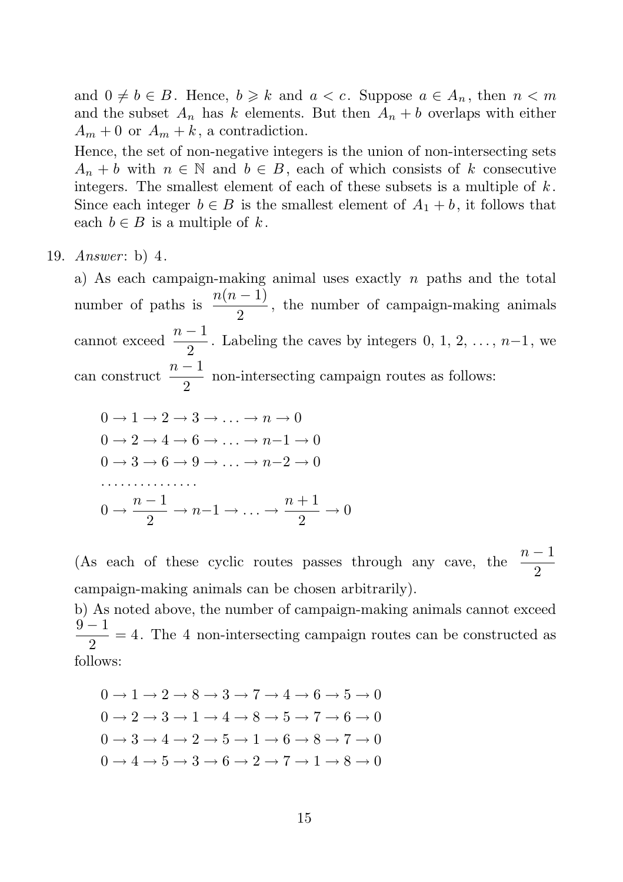and $0 \neq b \in B$. Hence, $b \geqslant k$ and $a < c$. Suppose $a \in A_n$, then $n < m$ and the subset $A_n$ has $k$ elements. But then $A_n + b$ overlaps with either $A_m + 0$ or $A_m + k$, a contradiction.

Hence, the set of non-negative integers is the union of non-intersecting sets $A_n + b$ with $n \in \mathbb{N}$ and $b \in B$, each of which consists of $k$ consecutive integers. The smallest element of each of these subsets is a multiple of $k$. Since each integer $b \in B$ is the smallest element of $A_1 + b$, it follows that each $b \in B$ is a multiple of $k$.

19. *Answer*: b) 4.

a) As each campaign-making animal uses exactly $n$ paths and the total number of paths is $\dfrac{n(n-1)}{2}$, the number of campaign-making animals cannot exceed $\dfrac{n-1}{2}$. Labeling the caves by integers 0, 1, 2, …, $n-1$, we can construct $\dfrac{n-1}{2}$ non-intersecting campaign routes as follows:

$$0 \to 1 \to 2 \to 3 \to \ldots \to n \to 0$$
$$0 \to 2 \to 4 \to 6 \to \ldots \to n-1 \to 0$$
$$0 \to 3 \to 6 \to 9 \to \ldots \to n-2 \to 0$$
$$\ldots\ldots\ldots\ldots\ldots$$
$$0 \to \frac{n-1}{2} \to n-1 \to \ldots \to \frac{n+1}{2} \to 0$$

(As each of these cyclic routes passes through any cave, the $\dfrac{n-1}{2}$ campaign-making animals can be chosen arbitrarily).

b) As noted above, the number of campaign-making animals cannot exceed $\dfrac{9-1}{2} = 4$. The 4 non-intersecting campaign routes can be constructed as follows:

$$0 \to 1 \to 2 \to 8 \to 3 \to 7 \to 4 \to 6 \to 5 \to 0$$
$$0 \to 2 \to 3 \to 1 \to 4 \to 8 \to 5 \to 7 \to 6 \to 0$$
$$0 \to 3 \to 4 \to 2 \to 5 \to 1 \to 6 \to 8 \to 7 \to 0$$
$$0 \to 4 \to 5 \to 3 \to 6 \to 2 \to 7 \to 1 \to 8 \to 0$$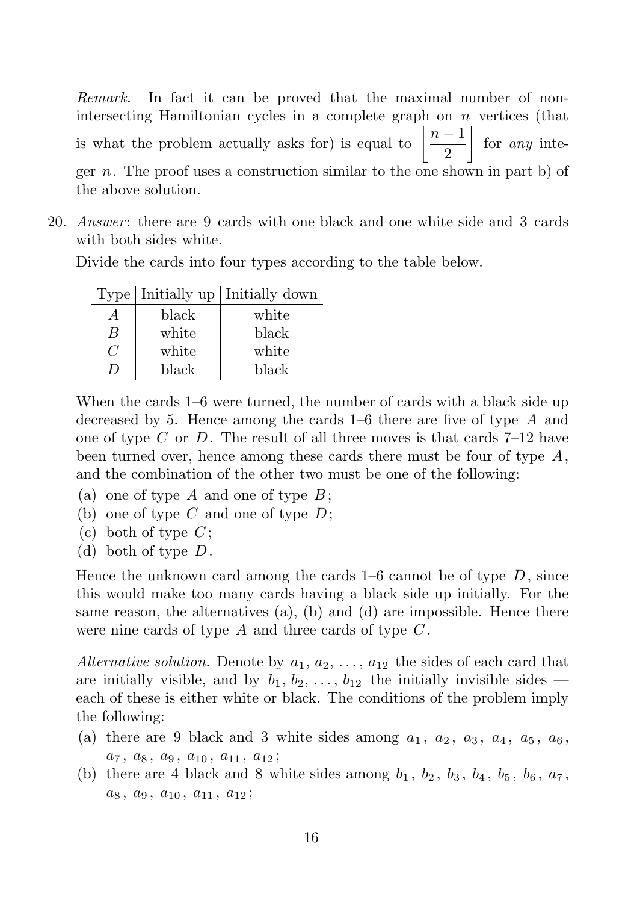*Remark.* In fact it can be proved that the maximal number of non-intersecting Hamiltonian cycles in a complete graph on $n$ vertices (that is what the problem actually asks for) is equal to $\left\lfloor \dfrac{n-1}{2} \right\rfloor$ for *any* integer $n$. The proof uses a construction similar to the one shown in part b) of the above solution.

20. *Answer*: there are 9 cards with one black and one white side and 3 cards with both sides white.

Divide the cards into four types according to the table below.

| Type | Initially up | Initially down |
|---|---|---|
| $A$ | black | white |
| $B$ | white | black |
| $C$ | white | white |
| $D$ | black | black |

When the cards 1–6 were turned, the number of cards with a black side up decreased by 5. Hence among the cards 1–6 there are five of type $A$ and one of type $C$ or $D$. The result of all three moves is that cards 7–12 have been turned over, hence among these cards there must be four of type $A$, and the combination of the other two must be one of the following:

(a) one of type $A$ and one of type $B$;
(b) one of type $C$ and one of type $D$;
(c) both of type $C$;
(d) both of type $D$.

Hence the unknown card among the cards 1–6 cannot be of type $D$, since this would make too many cards having a black side up initially. For the same reason, the alternatives (a), (b) and (d) are impossible. Hence there were nine cards of type $A$ and three cards of type $C$.

*Alternative solution.* Denote by $a_1, a_2, \ldots, a_{12}$ the sides of each card that are initially visible, and by $b_1, b_2, \ldots, b_{12}$ the initially invisible sides — each of these is either white or black. The conditions of the problem imply the following:

(a) there are 9 black and 3 white sides among $a_1$, $a_2$, $a_3$, $a_4$, $a_5$, $a_6$, $a_7$, $a_8$, $a_9$, $a_{10}$, $a_{11}$, $a_{12}$;
(b) there are 4 black and 8 white sides among $b_1$, $b_2$, $b_3$, $b_4$, $b_5$, $b_6$, $a_7$, $a_8$, $a_9$, $a_{10}$, $a_{11}$, $a_{12}$;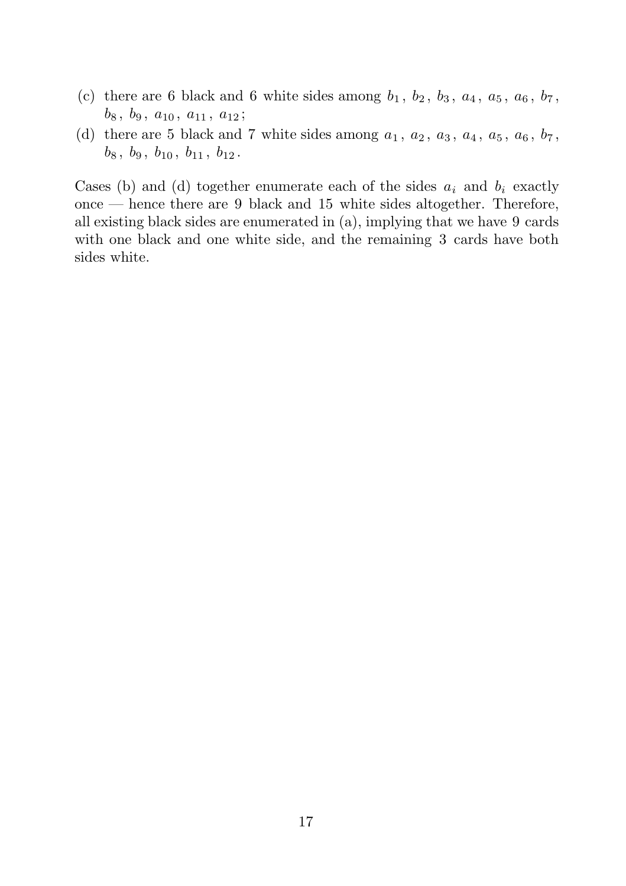(c) there are 6 black and 6 white sides among $b_1$, $b_2$, $b_3$, $a_4$, $a_5$, $a_6$, $b_7$, $b_8$, $b_9$, $a_{10}$, $a_{11}$, $a_{12}$;

(d) there are 5 black and 7 white sides among $a_1$, $a_2$, $a_3$, $a_4$, $a_5$, $a_6$, $b_7$, $b_8$, $b_9$, $b_{10}$, $b_{11}$, $b_{12}$.

Cases (b) and (d) together enumerate each of the sides $a_i$ and $b_i$ exactly once — hence there are 9 black and 15 white sides altogether. Therefore, all existing black sides are enumerated in (a), implying that we have 9 cards with one black and one white side, and the remaining 3 cards have both sides white.